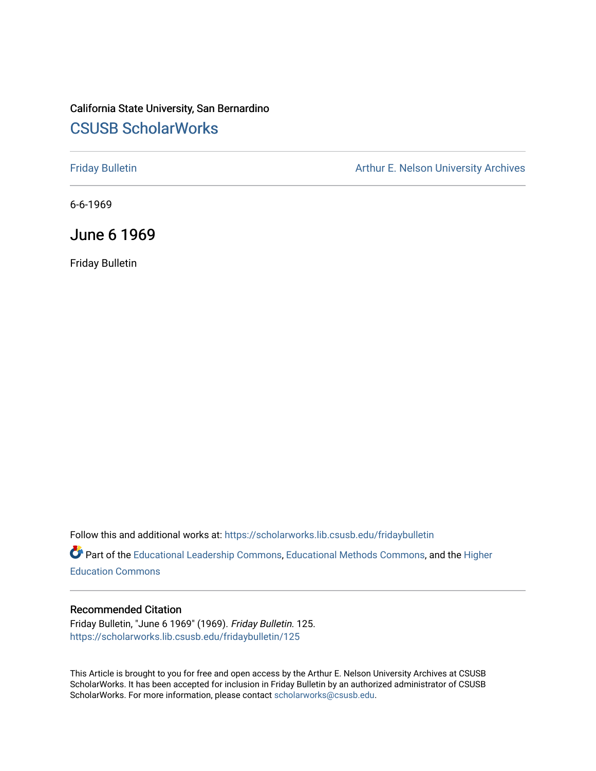California State University, San Bernardino

# CSUSB ScholarWorks

Friday Bulletin

Arthur E. Nelson University Archives

6-6-1969

## June 6 1969

Friday Bulletin

Follow this and additional works at: https://scholarworks.lib.csusb.edu/fridaybulletin

Part of the Educational Leadership Commons, Educational Methods Commons, and the Higher Education Commons

### Recommended Citation

Friday Bulletin, "June 6 1969" (1969). *Friday Bulletin*. 125.
https://scholarworks.lib.csusb.edu/fridaybulletin/125

This Article is brought to you for free and open access by the Arthur E. Nelson University Archives at CSUSB ScholarWorks. It has been accepted for inclusion in Friday Bulletin by an authorized administrator of CSUSB ScholarWorks. For more information, please contact scholarworks@csusb.edu.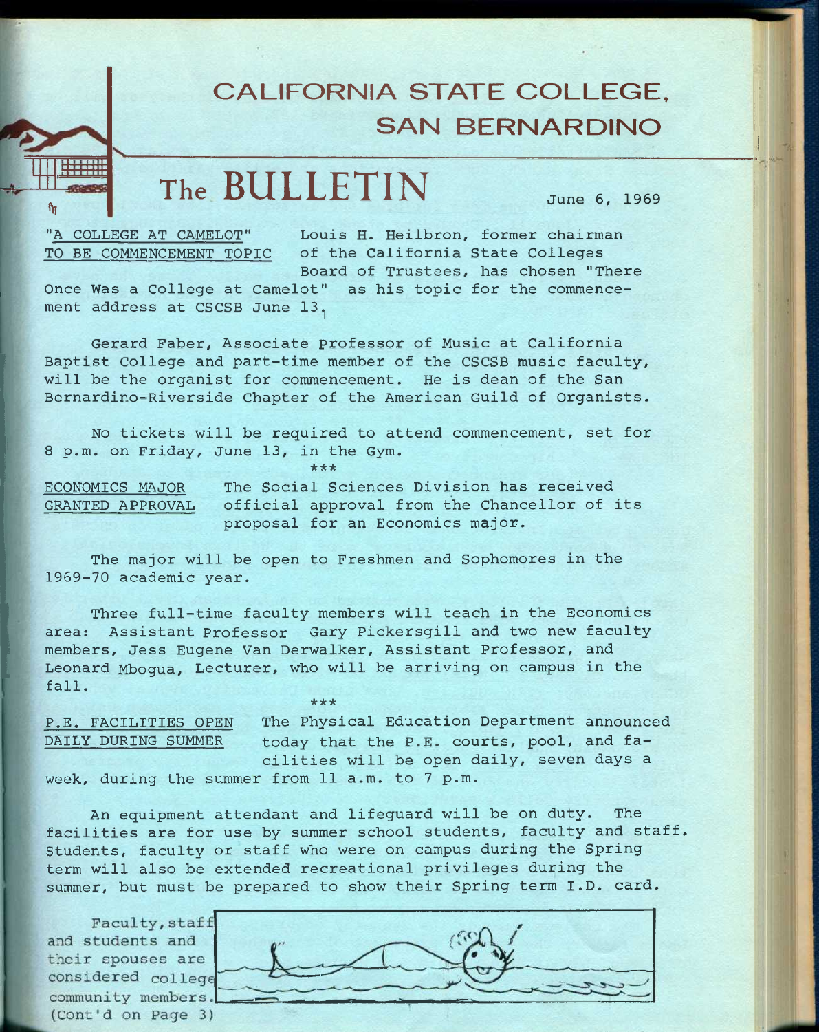# CALIFORNIA STATE COLLEGE, SAN BERNARDINO

# The BULLETIN

June 6, 1969

**"A COLLEGE AT CAMELOT" TO BE COMMENCEMENT TOPIC**

Louis H. Heilbron, former chairman of the California State Colleges Board of Trustees, has chosen "There Once Was a College at Camelot" as his topic for the commencement address at CSCSB June 13.

Gerard Faber, Associate Professor of Music at California Baptist College and part-time member of the CSCSB music faculty, will be the organist for commencement. He is dean of the San Bernardino-Riverside Chapter of the American Guild of Organists.

No tickets will be required to attend commencement, set for 8 p.m. on Friday, June 13, in the Gym.

\*\*\*

**ECONOMICS MAJOR GRANTED APPROVAL**

The Social Sciences Division has received official approval from the Chancellor of its proposal for an Economics major.

The major will be open to Freshmen and Sophomores in the 1969-70 academic year.

Three full-time faculty members will teach in the Economics area: Assistant Professor Gary Pickersgill and two new faculty members, Jess Eugene Van Derwalker, Assistant Professor, and Leonard Mbogua, Lecturer, who will be arriving on campus in the fall.

\*\*\*

**P.E. FACILITIES OPEN DAILY DURING SUMMER**

The Physical Education Department announced today that the P.E. courts, pool, and facilities will be open daily, seven days a week, during the summer from 11 a.m. to 7 p.m.

An equipment attendant and lifeguard will be on duty. The facilities are for use by summer school students, faculty and staff. Students, faculty or staff who were on campus during the Spring term will also be extended recreational privileges during the summer, but must be prepared to show their Spring term I.D. card.

Faculty, staff and students and their spouses are considered college community members.
(Cont'd on Page 3)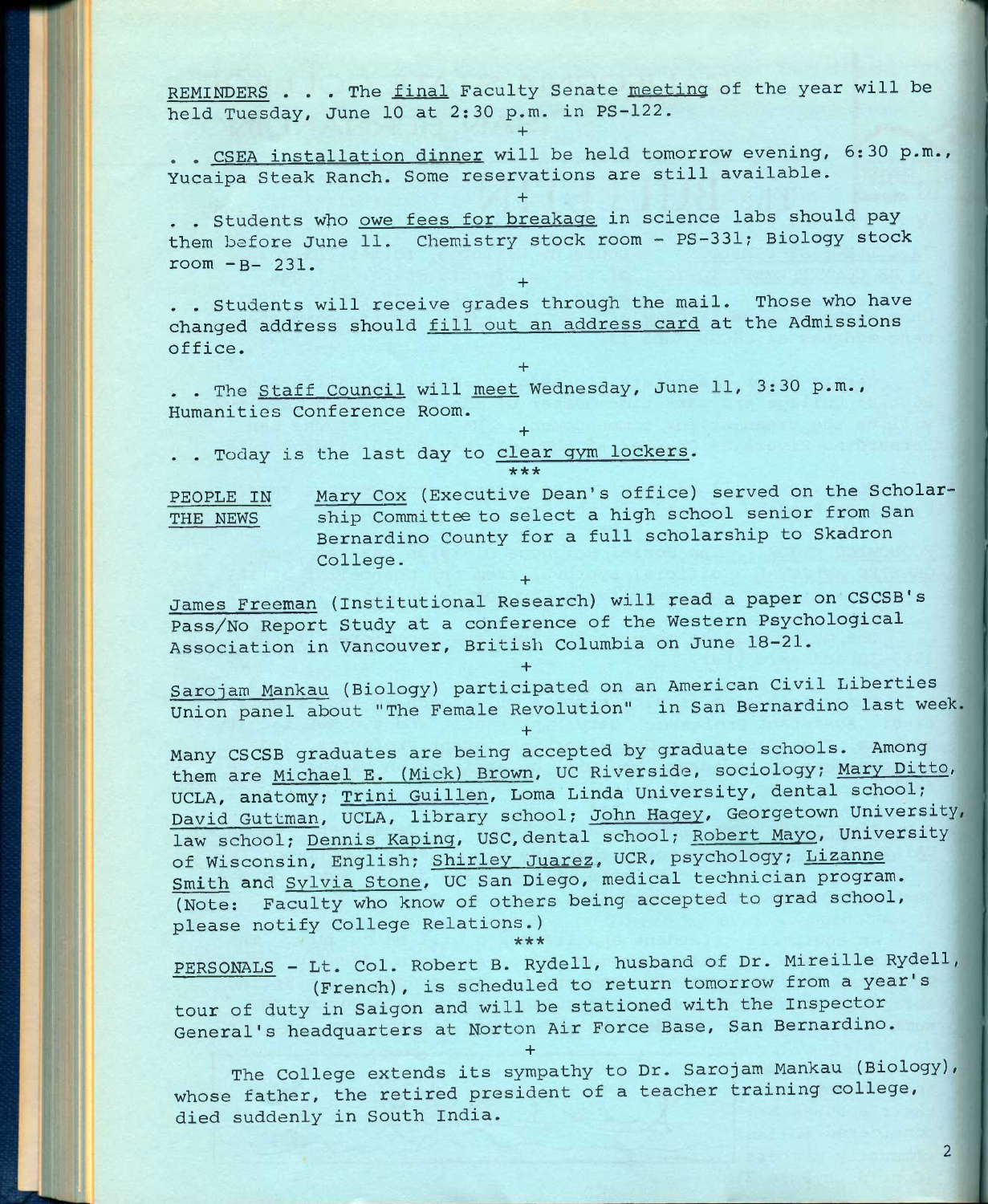REMINDERS . . . The final Faculty Senate meeting of the year will be held Tuesday, June 10 at 2:30 p.m. in PS-122.

+

. . CSEA installation dinner will be held tomorrow evening, 6:30 p.m., Yucaipa Steak Ranch. Some reservations are still available.

+

. . Students who owe fees for breakage in science labs should pay them before June 11. Chemistry stock room - PS-331; Biology stock room - B- 231.

+

. . Students will receive grades through the mail. Those who have changed address should fill out an address card at the Admissions office.

+

. . The Staff Council will meet Wednesday, June 11, 3:30 p.m., Humanities Conference Room.

+

. . Today is the last day to clear gym lockers.

***

PEOPLE IN THE NEWS Mary Cox (Executive Dean's office) served on the Scholarship Committee to select a high school senior from San Bernardino County for a full scholarship to Skadron College.

+

James Freeman (Institutional Research) will read a paper on CSCSB's Pass/No Report Study at a conference of the Western Psychological Association in Vancouver, British Columbia on June 18-21.

+

Sarojam Mankau (Biology) participated on an American Civil Liberties Union panel about "The Female Revolution" in San Bernardino last week.

+

Many CSCSB graduates are being accepted by graduate schools. Among them are Michael E. (Mick) Brown, UC Riverside, sociology; Mary Ditto, UCLA, anatomy; Trini Guillen, Loma Linda University, dental school; David Guttman, UCLA, library school; John Hagey, Georgetown University, law school; Dennis Kaping, USC, dental school; Robert Mayo, University of Wisconsin, English; Shirley Juarez, UCR, psychology; Lizanne Smith and Sylvia Stone, UC San Diego, medical technician program. (Note: Faculty who know of others being accepted to grad school, please notify College Relations.)

***

PERSONALS - Lt. Col. Robert B. Rydell, husband of Dr. Mireille Rydell, (French), is scheduled to return tomorrow from a year's tour of duty in Saigon and will be stationed with the Inspector General's headquarters at Norton Air Force Base, San Bernardino.

+

The College extends its sympathy to Dr. Sarojam Mankau (Biology), whose father, the retired president of a teacher training college, died suddenly in South India.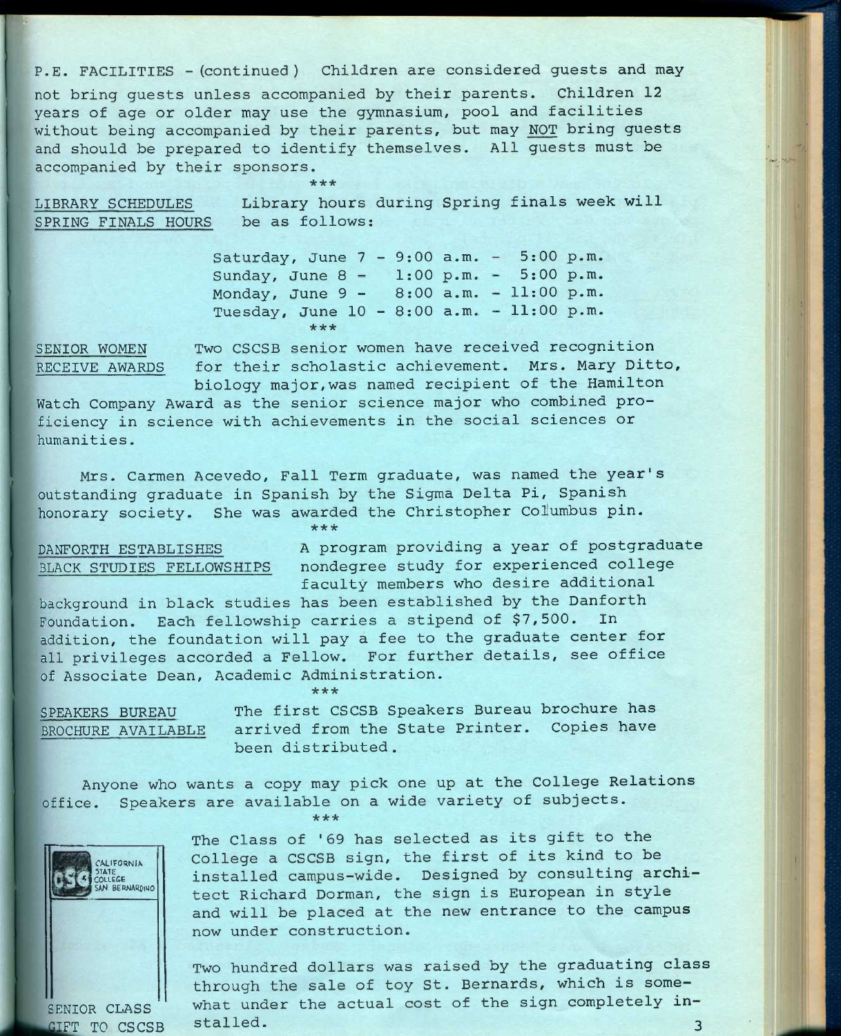P.E. FACILITIES - (continued) Children are considered guests and may not bring guests unless accompanied by their parents. Children 12 years of age or older may use the gymnasium, pool and facilities without being accompanied by their parents, but may NOT bring guests and should be prepared to identify themselves. All guests must be accompanied by their sponsors.

***

**LIBRARY SCHEDULES SPRING FINALS HOURS** Library hours during Spring finals week will be as follows:

Saturday, June 7 - 9:00 a.m. - 5:00 p.m.
Sunday, June 8 - 1:00 p.m. - 5:00 p.m.
Monday, June 9 - 8:00 a.m. - 11:00 p.m.
Tuesday, June 10 - 8:00 a.m. - 11:00 p.m.

***

**SENIOR WOMEN RECEIVE AWARDS** Two CSCSB senior women have received recognition for their scholastic achievement. Mrs. Mary Ditto, biology major, was named recipient of the Hamilton Watch Company Award as the senior science major who combined proficiency in science with achievements in the social sciences or humanities.

Mrs. Carmen Acevedo, Fall Term graduate, was named the year's outstanding graduate in Spanish by the Sigma Delta Pi, Spanish honorary society. She was awarded the Christopher Columbus pin.

***

**DANFORTH ESTABLISHES BLACK STUDIES FELLOWSHIPS** A program providing a year of postgraduate nondegree study for experienced college faculty members who desire additional background in black studies has been established by the Danforth Foundation. Each fellowship carries a stipend of $7,500. In addition, the foundation will pay a fee to the graduate center for all privileges accorded a Fellow. For further details, see office of Associate Dean, Academic Administration.

***

**SPEAKERS BUREAU BROCHURE AVAILABLE** The first CSCSB Speakers Bureau brochure has arrived from the State Printer. Copies have been distributed.

Anyone who wants a copy may pick one up at the College Relations office. Speakers are available on a wide variety of subjects.

***

**SENIOR CLASS GIFT TO CSCSB**

The Class of '69 has selected as its gift to the College a CSCSB sign, the first of its kind to be installed campus-wide. Designed by consulting architect Richard Dorman, the sign is European in style and will be placed at the new entrance to the campus now under construction.

Two hundred dollars was raised by the graduating class through the sale of toy St. Bernards, which is somewhat under the actual cost of the sign completely installed.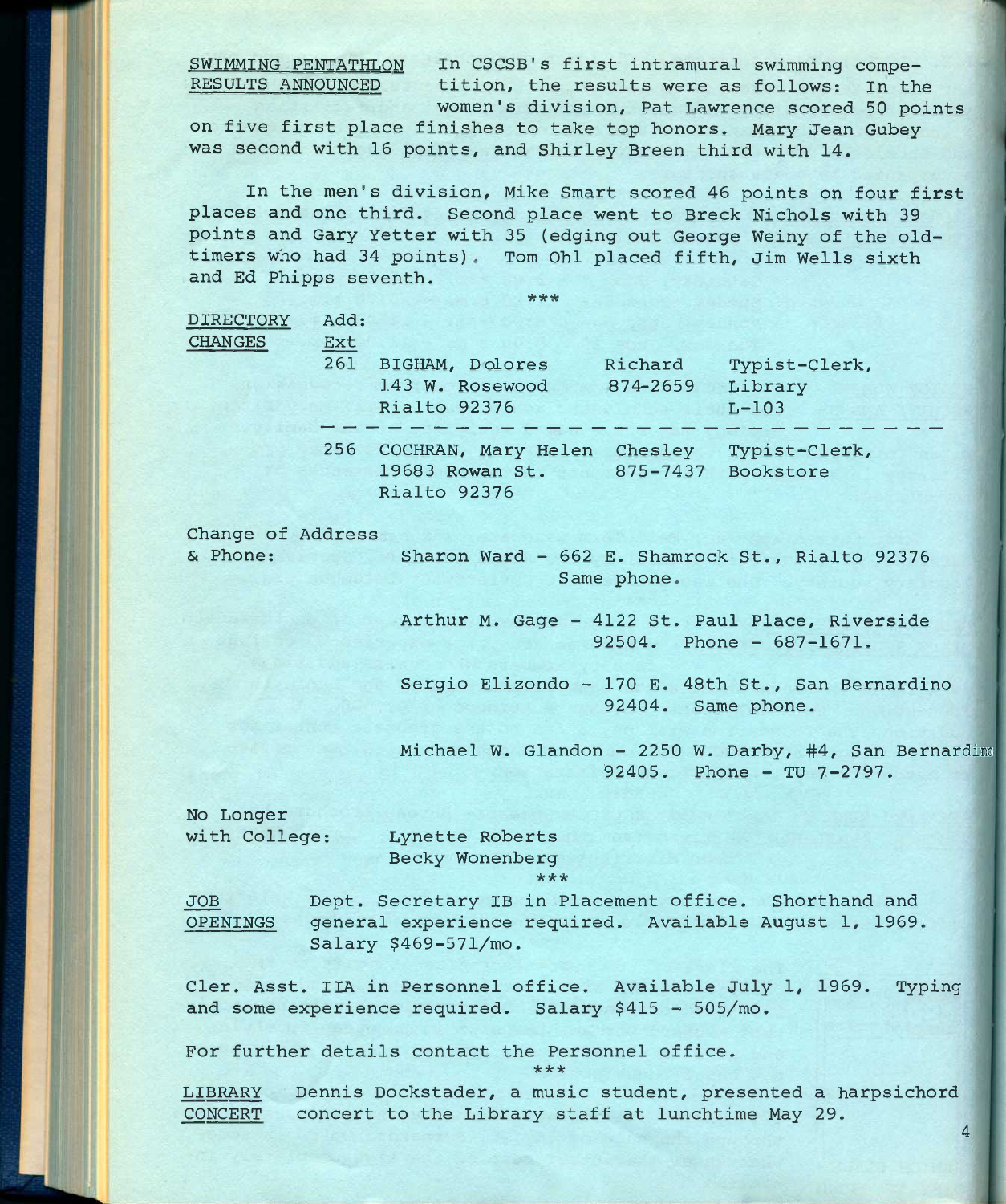**SWIMMING PENTATHLON RESULTS ANNOUNCED** In CSCSB's first intramural swimming competition, the results were as follows: In the women's division, Pat Lawrence scored 50 points on five first place finishes to take top honors. Mary Jean Gubey was second with 16 points, and Shirley Breen third with 14.

In the men's division, Mike Smart scored 46 points on four first places and one third. Second place went to Breck Nichols with 39 points and Gary Yetter with 35 (edging out George Weiny of the old-timers who had 34 points). Tom Ohl placed fifth, Jim Wells sixth and Ed Phipps seventh.

***

**DIRECTORY CHANGES**

Add:

| Ext | | | |
|---|---|---|---|
| 261 | BIGHAM, Dolores<br>143 W. Rosewood<br>Rialto 92376 | Richard<br>874-2659 | Typist-Clerk,<br>Library<br>L-103 |
| 256 | COCHRAN, Mary Helen<br>19683 Rowan St.<br>Rialto 92376 | Chesley<br>875-7437 | Typist-Clerk,<br>Bookstore |

Change of Address & Phone:

Sharon Ward - 662 E. Shamrock St., Rialto 92376 Same phone.

Arthur M. Gage - 4122 St. Paul Place, Riverside 92504. Phone - 687-1671.

Sergio Elizondo - 170 E. 48th St., San Bernardino 92404. Same phone.

Michael W. Glandon - 2250 W. Darby, #4, San Bernardino 92405. Phone - TU 7-2797.

No Longer with College:

Lynette Roberts
Becky Wonenberg

***

**JOB OPENINGS** Dept. Secretary IB in Placement office. Shorthand and general experience required. Available August 1, 1969. Salary $469-571/mo.

Cler. Asst. IIA in Personnel office. Available July 1, 1969. Typing and some experience required. Salary $415 - 505/mo.

For further details contact the Personnel office.

***

**LIBRARY CONCERT** Dennis Dockstader, a music student, presented a harpsichord concert to the Library staff at lunchtime May 29.